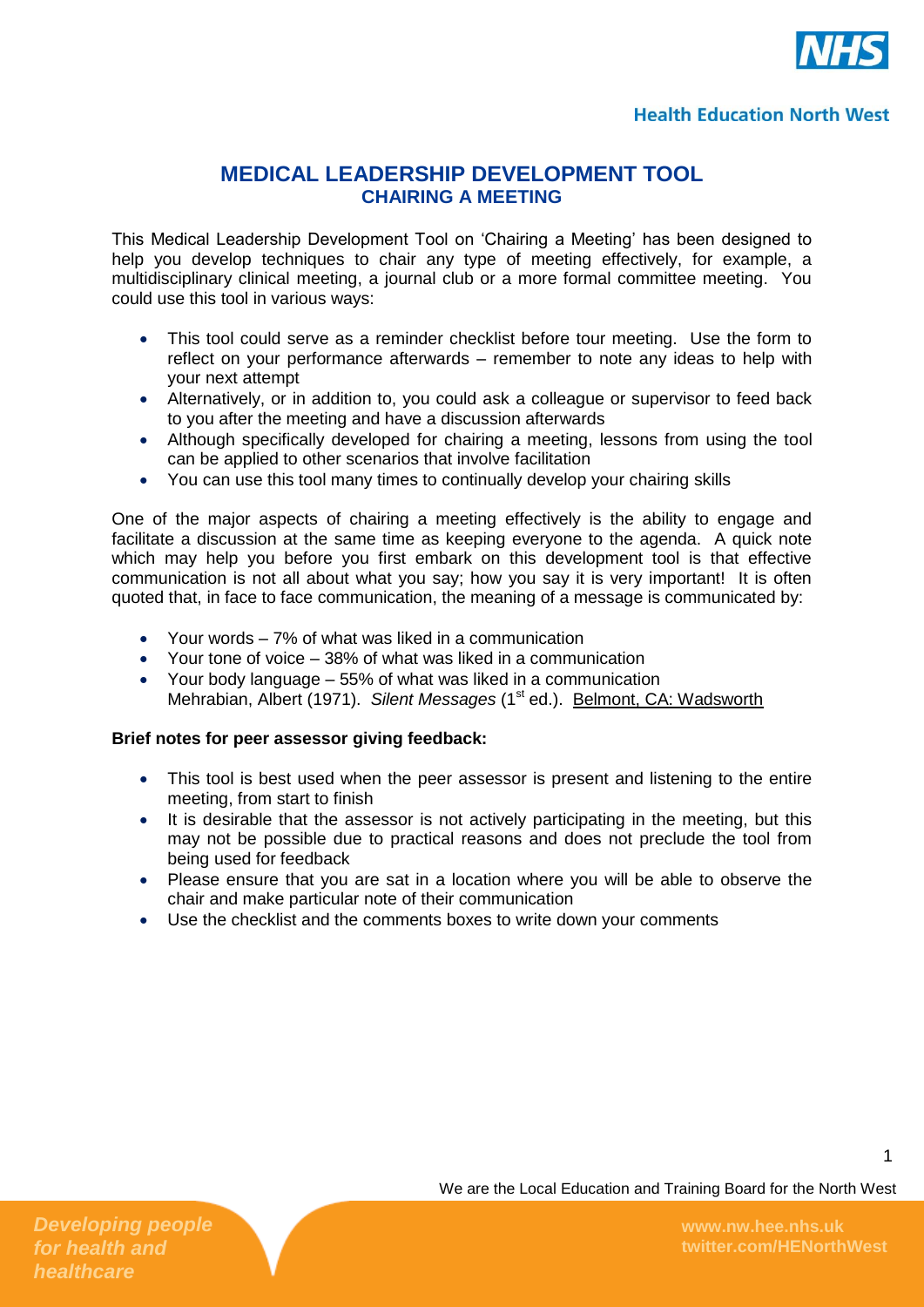# MEDICAL LEADERSHIP DEVELOPMENT TOOL
## CHAIRING A MEETING

This Medical Leadership Development Tool on 'Chairing a Meeting' has been designed to help you develop techniques to chair any type of meeting effectively, for example, a multidisciplinary clinical meeting, a journal club or a more formal committee meeting. You could use this tool in various ways:

- This tool could serve as a reminder checklist before tour meeting. Use the form to reflect on your performance afterwards – remember to note any ideas to help with your next attempt
- Alternatively, or in addition to, you could ask a colleague or supervisor to feed back to you after the meeting and have a discussion afterwards
- Although specifically developed for chairing a meeting, lessons from using the tool can be applied to other scenarios that involve facilitation
- You can use this tool many times to continually develop your chairing skills

One of the major aspects of chairing a meeting effectively is the ability to engage and facilitate a discussion at the same time as keeping everyone to the agenda. A quick note which may help you before you first embark on this development tool is that effective communication is not all about what you say; how you say it is very important! It is often quoted that, in face to face communication, the meaning of a message is communicated by:

- Your words – 7% of what was liked in a communication
- Your tone of voice – 38% of what was liked in a communication
- Your body language – 55% of what was liked in a communication
  Mehrabian, Albert (1971). *Silent Messages* (1st ed.). Belmont, CA: Wadsworth

**Brief notes for peer assessor giving feedback:**

- This tool is best used when the peer assessor is present and listening to the entire meeting, from start to finish
- It is desirable that the assessor is not actively participating in the meeting, but this may not be possible due to practical reasons and does not preclude the tool from being used for feedback
- Please ensure that you are sat in a location where you will be able to observe the chair and make particular note of their communication
- Use the checklist and the comments boxes to write down your comments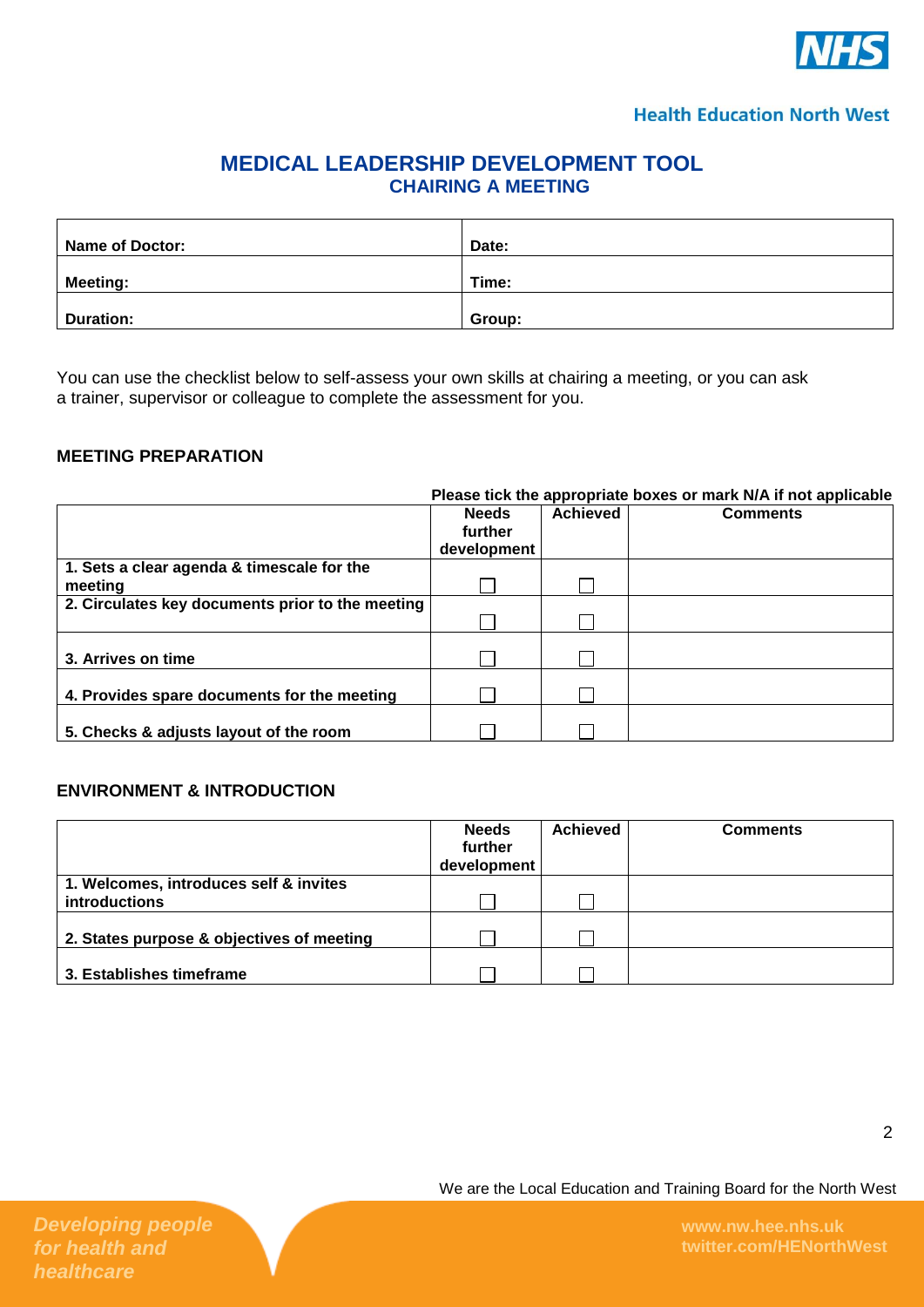Health Education North West

# MEDICAL LEADERSHIP DEVELOPMENT TOOL
## CHAIRING A MEETING

| Name of Doctor: | Date: |
|---|---|
| Meeting: | Time: |
| Duration: | Group: |

You can use the checklist below to self-assess your own skills at chairing a meeting, or you can ask a trainer, supervisor or colleague to complete the assessment for you.

### MEETING PREPARATION

**Please tick the appropriate boxes or mark N/A if not applicable**

| | Needs further development | Achieved | Comments |
|---|---|---|---|
| 1. Sets a clear agenda & timescale for the meeting | ☐ | ☐ | |
| 2. Circulates key documents prior to the meeting | ☐ | ☐ | |
| 3. Arrives on time | ☐ | ☐ | |
| 4. Provides spare documents for the meeting | ☐ | ☐ | |
| 5. Checks & adjusts layout of the room | ☐ | ☐ | |

### ENVIRONMENT & INTRODUCTION

| | Needs further development | Achieved | Comments |
|---|---|---|---|
| 1. Welcomes, introduces self & invites introductions | ☐ | ☐ | |
| 2. States purpose & objectives of meeting | ☐ | ☐ | |
| 3. Establishes timeframe | ☐ | ☐ | |

We are the Local Education and Training Board for the North West

*Developing people for health and healthcare*

www.nw.hee.nhs.uk
twitter.com/HENorthWest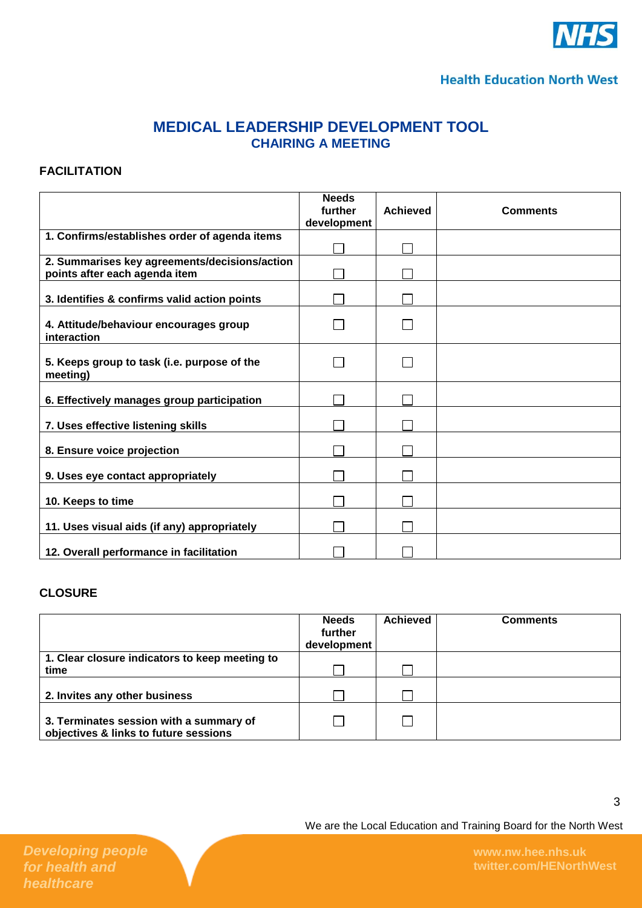# MEDICAL LEADERSHIP DEVELOPMENT TOOL

## CHAIRING A MEETING

### FACILITATION

| | Needs further development | Achieved | Comments |
|---|---|---|---|
| **1. Confirms/establishes order of agenda items** | ☐ | ☐ | |
| **2. Summarises key agreements/decisions/action points after each agenda item** | ☐ | ☐ | |
| **3. Identifies & confirms valid action points** | ☐ | ☐ | |
| **4. Attitude/behaviour encourages group interaction** | ☐ | ☐ | |
| **5. Keeps group to task (i.e. purpose of the meeting)** | ☐ | ☐ | |
| **6. Effectively manages group participation** | ☐ | ☐ | |
| **7. Uses effective listening skills** | ☐ | ☐ | |
| **8. Ensure voice projection** | ☐ | ☐ | |
| **9. Uses eye contact appropriately** | ☐ | ☐ | |
| **10. Keeps to time** | ☐ | ☐ | |
| **11. Uses visual aids (if any) appropriately** | ☐ | ☐ | |
| **12. Overall performance in facilitation** | ☐ | ☐ | |

### CLOSURE

| | Needs further development | Achieved | Comments |
|---|---|---|---|
| **1. Clear closure indicators to keep meeting to time** | ☐ | ☐ | |
| **2. Invites any other business** | ☐ | ☐ | |
| **3. Terminates session with a summary of objectives & links to future sessions** | ☐ | ☐ | |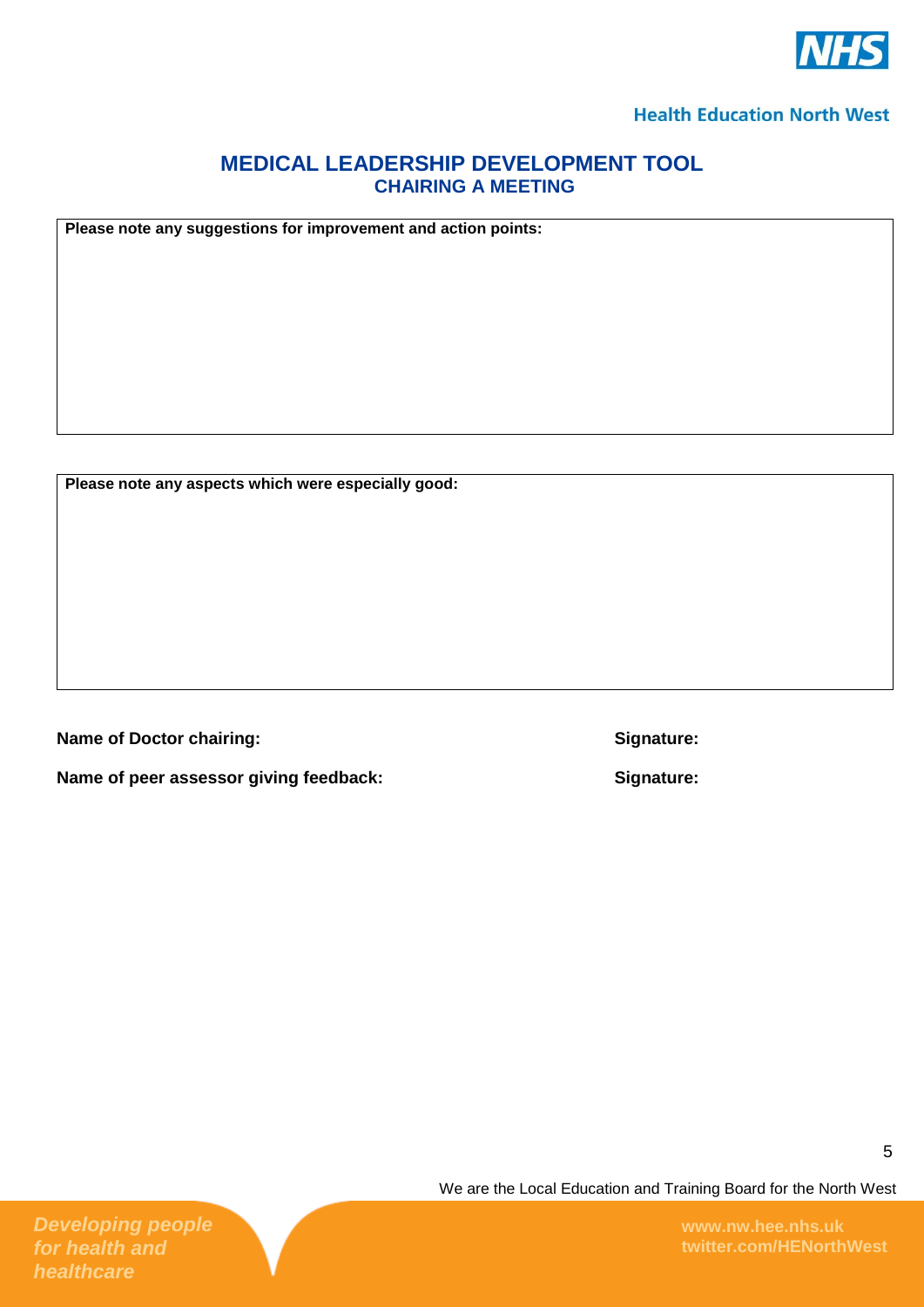Health Education North West

# MEDICAL LEADERSHIP DEVELOPMENT TOOL

## CHAIRING A MEETING

| **Please note any suggestions for improvement and action points:** |
|---|
| |

| **Please note any aspects which were especially good:** |
|---|
| |

**Name of Doctor chairing:** **Signature:**

**Name of peer assessor giving feedback:** **Signature:**

We are the Local Education and Training Board for the North West

*Developing people for health and healthcare*

www.nw.hee.nhs.uk
twitter.com/HENorthWest